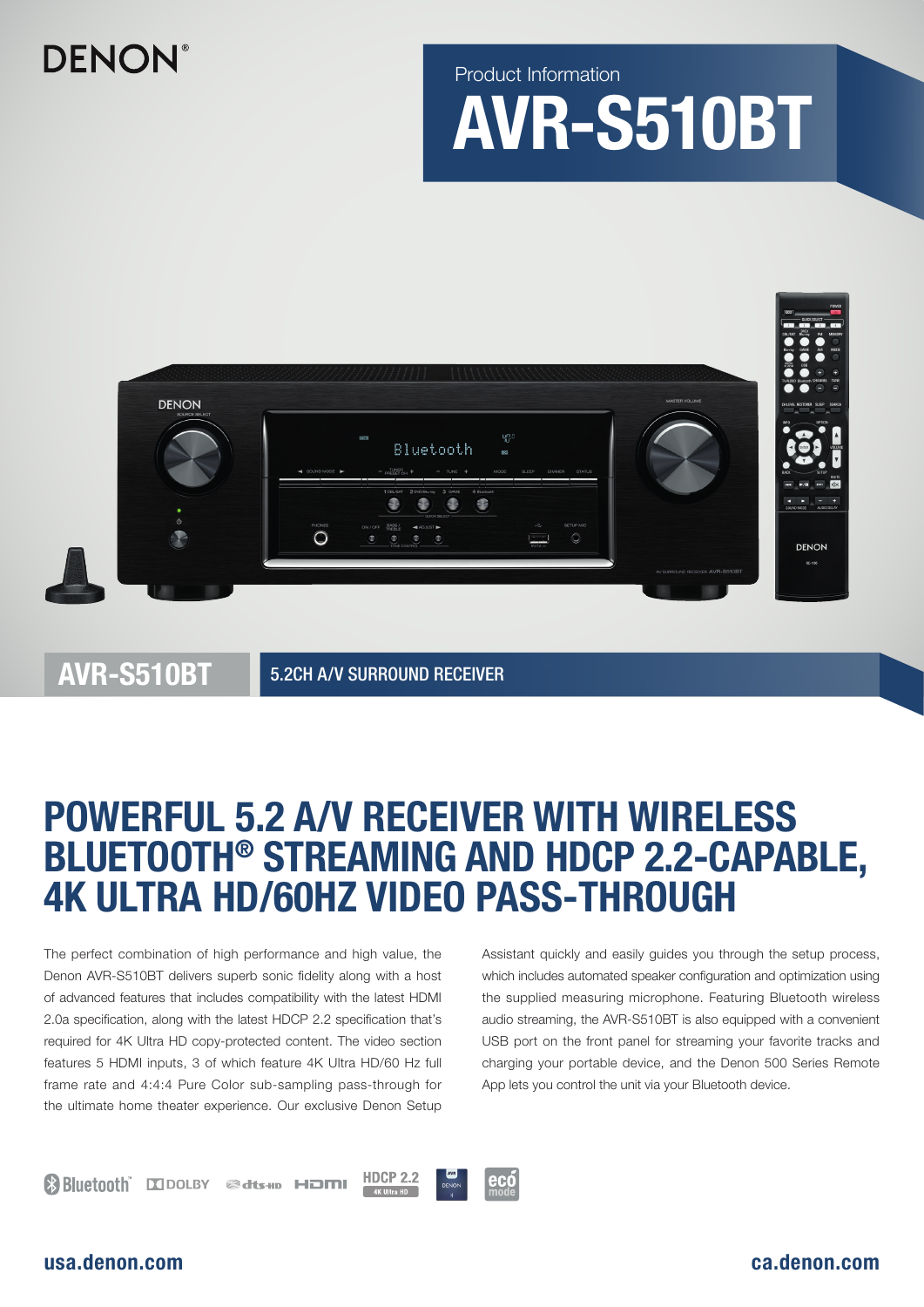DENON®

Product Information

# AVR-S510BT

**AVR-S510BT** | 5.2CH A/V SURROUND RECEIVER

## POWERFUL 5.2 A/V RECEIVER WITH WIRELESS BLUETOOTH® STREAMING AND HDCP 2.2-CAPABLE, 4K ULTRA HD/60HZ VIDEO PASS-THROUGH

The perfect combination of high performance and high value, the Denon AVR-S510BT delivers superb sonic fidelity along with a host of advanced features that includes compatibility with the latest HDMI 2.0a specification, along with the latest HDCP 2.2 specification that's required for 4K Ultra HD copy-protected content. The video section features 5 HDMI inputs, 3 of which feature 4K Ultra HD/60 Hz full frame rate and 4:4:4 Pure Color sub-sampling pass-through for the ultimate home theater experience. Our exclusive Denon Setup Assistant quickly and easily guides you through the setup process, which includes automated speaker configuration and optimization using the supplied measuring microphone. Featuring Bluetooth wireless audio streaming, the AVR-S510BT is also equipped with a convenient USB port on the front panel for streaming your favorite tracks and charging your portable device, and the Denon 500 Series Remote App lets you control the unit via your Bluetooth device.

Bluetooth® | DOLBY | dts-HD | HDMI | HDCP 2.2 4K Ultra HD | eco mode

usa.denon.com | ca.denon.com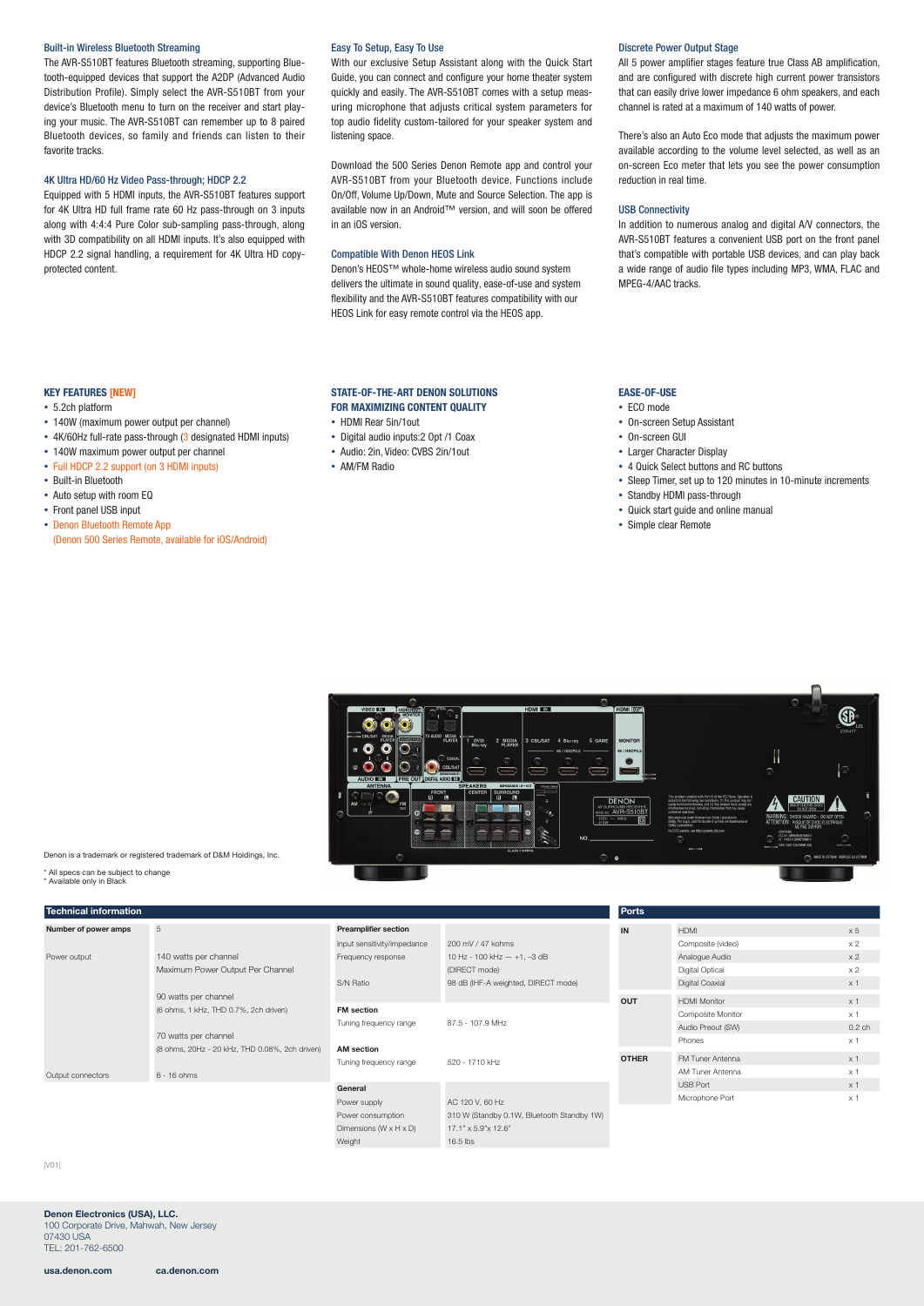### Built-in Wireless Bluetooth Streaming

The AVR-S510BT features Bluetooth streaming, supporting Bluetooth-equipped devices that support the A2DP (Advanced Audio Distribution Profile). Simply select the AVR-S510BT from your device's Bluetooth menu to turn on the receiver and start playing your music. The AVR-S510BT can remember up to 8 paired Bluetooth devices, so family and friends can listen to their favorite tracks.

### 4K Ultra HD/60 Hz Video Pass-through; HDCP 2.2

Equipped with 5 HDMI inputs, the AVR-S510BT features support for 4K Ultra HD full frame rate 60 Hz pass-through on 3 inputs along with 4:4:4 Pure Color sub-sampling pass-through, along with 3D compatibility on all HDMI inputs. It's also equipped with HDCP 2.2 signal handling, a requirement for 4K Ultra HD copy-protected content.

### Easy To Setup, Easy To Use

With our exclusive Setup Assistant along with the Quick Start Guide, you can connect and configure your home theater system quickly and easily. The AVR-S510BT comes with a setup measuring microphone that adjusts critical system parameters for top audio fidelity custom-tailored for your speaker system and listening space.

Download the 500 Series Denon Remote app and control your AVR-S510BT from your Bluetooth device. Functions include On/Off, Volume Up/Down, Mute and Source Selection. The app is available now in an Android™ version, and will soon be offered in an iOS version.

### Compatible With Denon HEOS Link

Denon's HEOS™ whole-home wireless audio sound system delivers the ultimate in sound quality, ease-of-use and system flexibility and the AVR-S510BT features compatibility with our HEOS Link for easy remote control via the HEOS app.

### Discrete Power Output Stage

All 5 power amplifier stages feature true Class AB amplification, and are configured with discrete high current power transistors that can easily drive lower impedance 6 ohm speakers, and each channel is rated at a maximum of 140 watts of power.

There's also an Auto Eco mode that adjusts the maximum power available according to the volume level selected, as well as an on-screen Eco meter that lets you see the power consumption reduction in real time.

### USB Connectivity

In addition to numerous analog and digital A/V connectors, the AVR-S510BT features a convenient USB port on the front panel that's compatible with portable USB devices, and can play back a wide range of audio file types including MP3, WMA, FLAC and MPEG-4/AAC tracks.

### KEY FEATURES [NEW]

- 5.2ch platform
- 140W (maximum power output per channel)
- 4K/60Hz full-rate pass-through (3 designated HDMI inputs)
- 140W maximum power output per channel
- Full HDCP 2.2 support (on 3 HDMI inputs)
- Built-in Bluetooth
- Auto setup with room EQ
- Front panel USB input
- Denon Bluetooth Remote App (Denon 500 Series Remote, available for iOS/Android)

### STATE-OF-THE-ART DENON SOLUTIONS FOR MAXIMIZING CONTENT QUALITY

- HDMI Rear 5in/1out
- Digital audio inputs:2 Opt /1 Coax
- Audio: 2in, Video: CVBS 2in/1out
- AM/FM Radio

### EASE-OF-USE

- ECO mode
- On-screen Setup Assistant
- On-screen GUI
- Larger Character Display
- 4 Quick Select buttons and RC buttons
- Sleep Timer, set up to 120 minutes in 10-minute increments
- Standby HDMI pass-through
- Quick start guide and online manual
- Simple clear Remote

Denon is a trademark or registered trademark of D&M Holdings, Inc.

\* All specs can be subject to change
\* Available only in Black

### Technical information

| | |
|---|---|
| Number of power amps | 5 |
| Power output | 140 watts per channel<br>Maximum Power Output Per Channel<br>90 watts per channel<br>(6 ohms, 1 kHz, THD 0.7%, 2ch driven)<br>70 watts per channel<br>(8 ohms, 20Hz - 20 kHz, THD 0.08%, 2ch driven) |
| Output connectors | 6 - 16 ohms |
| **Preamplifier section** | |
| Input sensitivity/impedance | 200 mV / 47 kohms |
| Frequency response | 10 Hz - 100 kHz — +1, –3 dB (DIRECT mode) |
| S/N Ratio | 98 dB (IHF-A weighted, DIRECT mode) |
| **FM section** | |
| Tuning frequency range | 87.5 - 107.9 MHz |
| **AM section** | |
| Tuning frequency range | 520 - 1710 kHz |
| **General** | |
| Power supply | AC 120 V, 60 Hz |
| Power consumption | 310 W (Standby 0.1W, Bluetooth Standby 1W) |
| Dimensions (W x H x D) | 17.1" x 5.9"x 12.6" |
| Weight | 16.5 lbs |

### Ports

| | | |
|---|---|---|
| IN | HDMI | x 5 |
| | Composite (video) | x 2 |
| | Analogue Audio | x 2 |
| | Digital Optical | x 2 |
| | Digital Coaxial | x 1 |
| OUT | HDMI Monitor | x 1 |
| | Composite Monitor | x 1 |
| | Audio Preout (SW) | 0.2 ch |
| | Phones | x 1 |
| OTHER | FM Tuner Antenna | x 1 |
| | AM Tuner Antenna | x 1 |
| | USB Port | x 1 |
| | Microphone Port | x 1 |

|V01|

**Denon Electronics (USA), LLC.**
100 Corporate Drive, Mahwah, New Jersey
07430 USA
TEL: 201-762-6500

**usa.denon.com** **ca.denon.com**